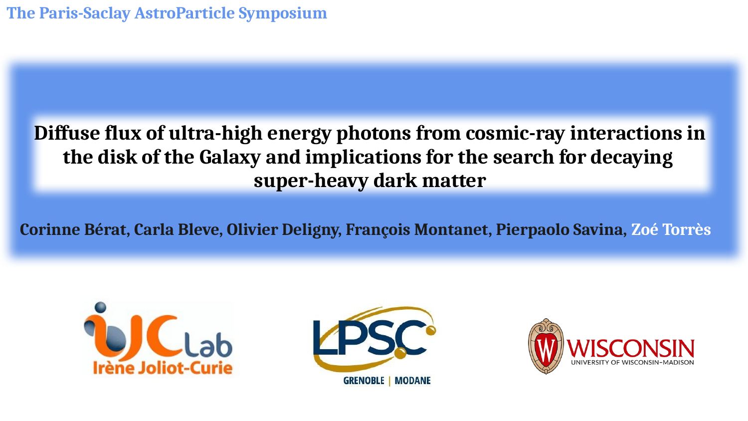The Paris-Saclay AstroParticle Symposium

# Diffuse flux of ultra-high energy photons from cosmic-ray interactions in the disk of the Galaxy and implications for the search for decaying super-heavy dark matter

**Corinne Bérat, Carla Bleve, Olivier Deligny, François Montanet, Pierpaolo Savina, Zoé Torrès**

IJCLab Irène Joliot-Curie

LPSC GRENOBLE | MODANE

WISCONSIN UNIVERSITY OF WISCONSIN–MADISON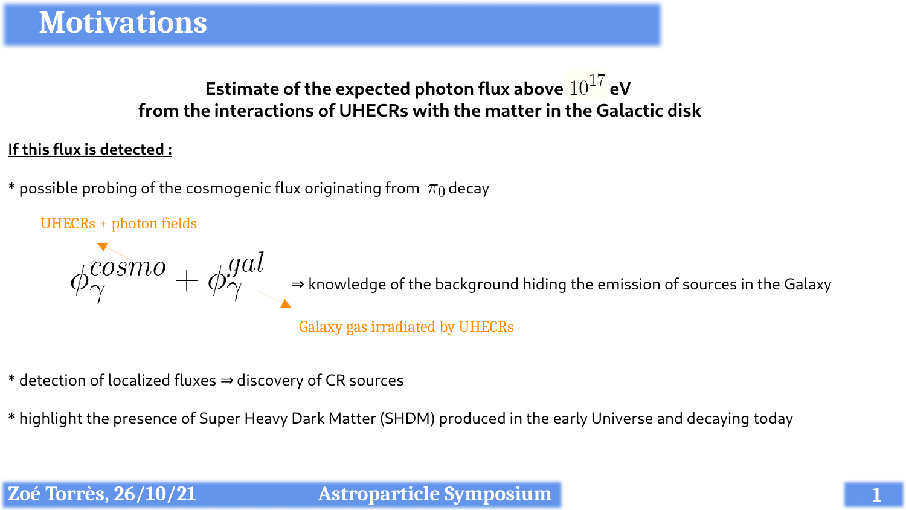# Motivations

**Estimate of the expected photon flux above $10^{17}$ eV**
**from the interactions of UHECRs with the matter in the Galactic disk**

**If this flux is detected :**

* possible probing of the cosmogenic flux originating from $\pi_0$ decay

UHECRs + photon fields

$$\phi_\gamma^{cosmo} + \phi_\gamma^{gal}$$

⇒ knowledge of the background hiding the emission of sources in the Galaxy

Galaxy gas irradiated by UHECRs

* detection of localized fluxes ⇒ discovery of CR sources

* highlight the presence of Super Heavy Dark Matter (SHDM) produced in the early Universe and decaying today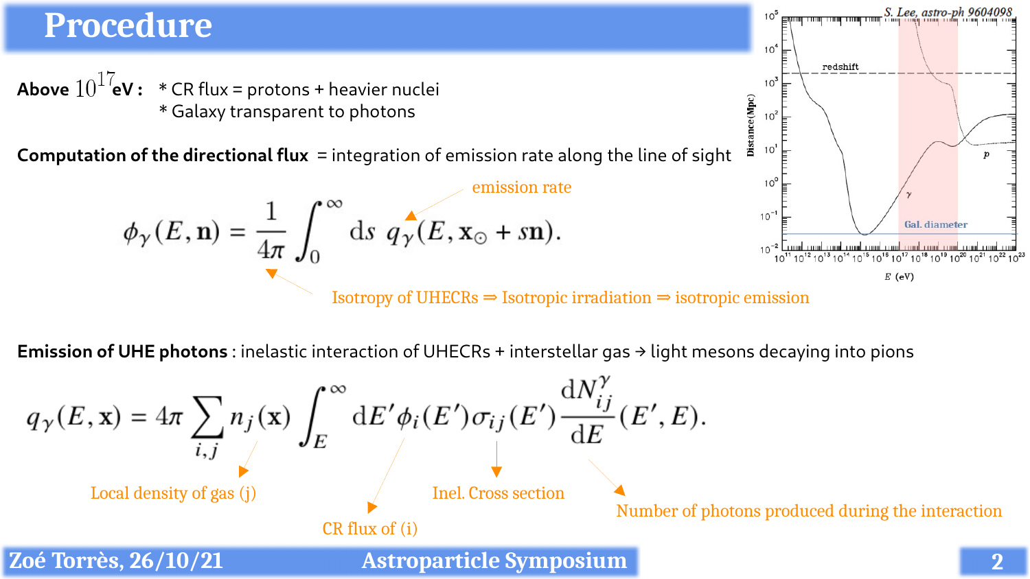# Procedure

**Above $10^{17}$eV :** * CR flux = protons + heavier nuclei
* Galaxy transparent to photons

**Computation of the directional flux** = integration of emission rate along the line of sight

$$\phi_\gamma(E, \mathbf{n}) = \frac{1}{4\pi} \int_0^\infty \mathrm{d}s \; q_\gamma(E, \mathbf{x}_\odot + s\mathbf{n}).$$

emission rate

Isotropy of UHECRs ⇒ Isotropic irradiation ⇒ isotropic emission

**Emission of UHE photons** : inelastic interaction of UHECRs + interstellar gas → light mesons decaying into pions

$$q_\gamma(E, \mathbf{x}) = 4\pi \sum_{i,j} n_j(\mathbf{x}) \int_E^\infty \mathrm{d}E' \phi_i(E') \sigma_{ij}(E') \frac{\mathrm{d}N_{ij}^\gamma}{\mathrm{d}E}(E', E).$$

Local density of gas (j)

CR flux of (i)

Inel. Cross section

Number of photons produced during the interaction

S. Lee, astro-ph 9604098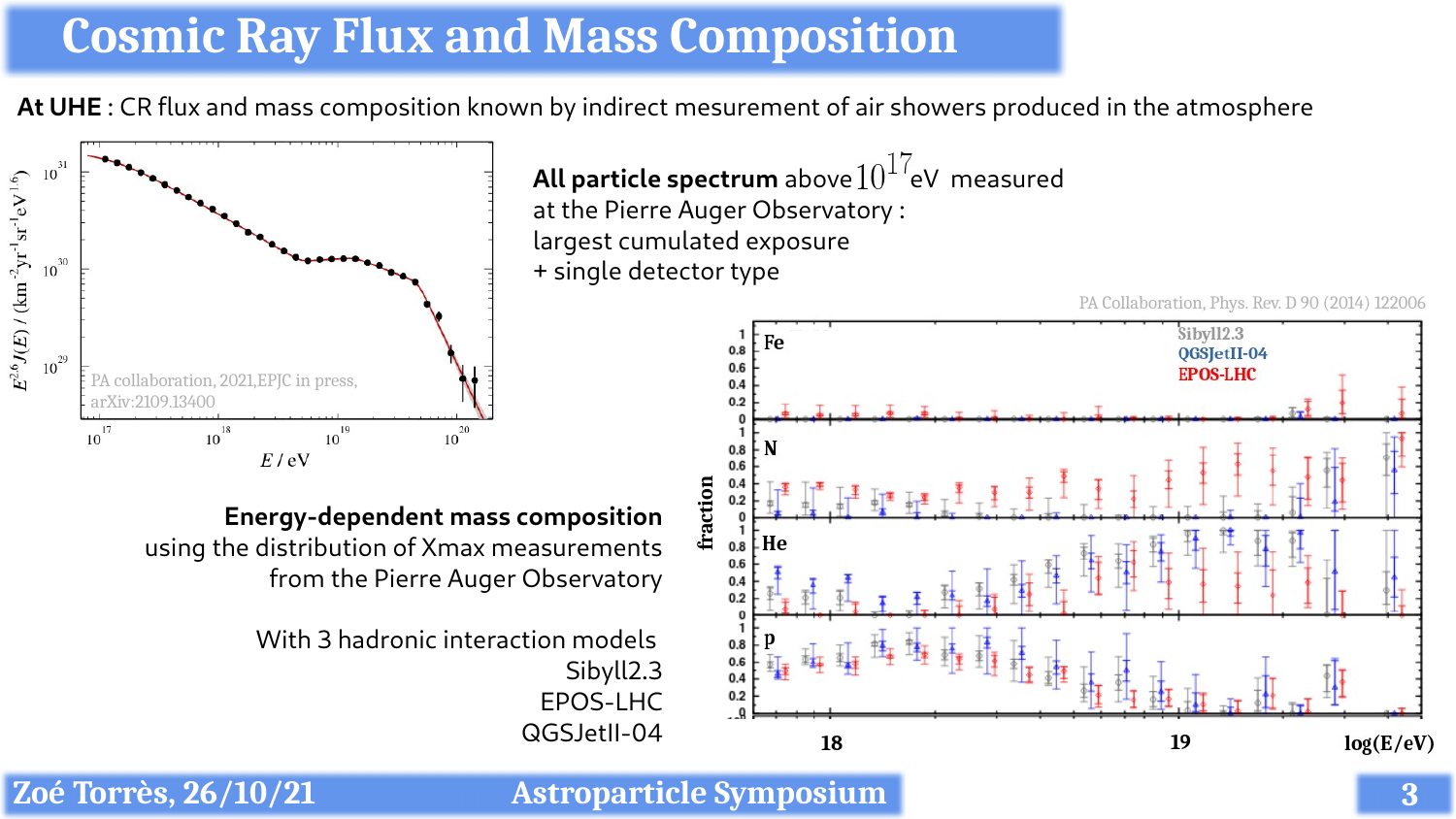# Cosmic Ray Flux and Mass Composition

**At UHE** : CR flux and mass composition known by indirect mesurement of air showers produced in the atmosphere

**All particle spectrum** above $10^{17}$eV measured at the Pierre Auger Observatory :
largest cumulated exposure
+ single detector type

PA collaboration, 2021,EPJC in press, arXiv:2109.13400

**Energy-dependent mass composition** using the distribution of Xmax measurements from the Pierre Auger Observatory

With 3 hadronic interaction models
Sibyll2.3
EPOS-LHC
QGSJetII-04

PA Collaboration, Phys. Rev. D 90 (2014) 122006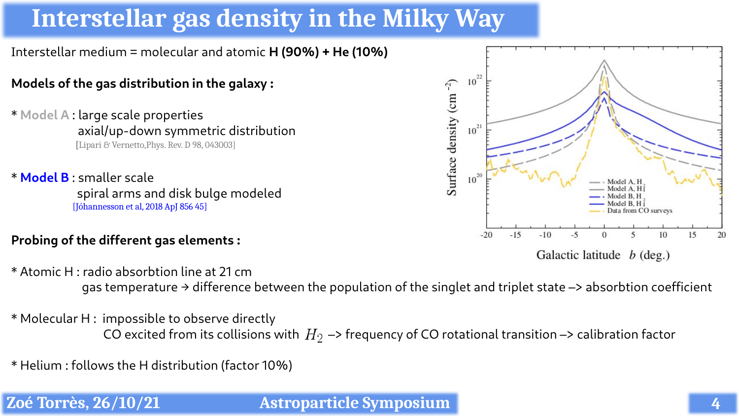# Interstellar gas density in the Milky Way

Interstellar medium = molecular and atomic **H (90%) + He (10%)**

**Models of the gas distribution in the galaxy :**

* Model A : large scale properties
  axial/up-down symmetric distribution
  [Lipari & Vernetto,Phys. Rev. D 98, 043003]

* **Model B** : smaller scale
  spiral arms and disk bulge modeled
  [Jóhannesson et al, 2018 ApJ 856 45]

**Probing of the different gas elements :**

* Atomic H : radio absorbtion line at 21 cm
  gas temperature → difference between the population of the singlet and triplet state –> absorbtion coefficient

* Molecular H : impossible to observe directly
  CO excited from its collisions with $H_2$ –> frequency of CO rotational transition –> calibration factor

* Helium : follows the H distribution (factor 10%)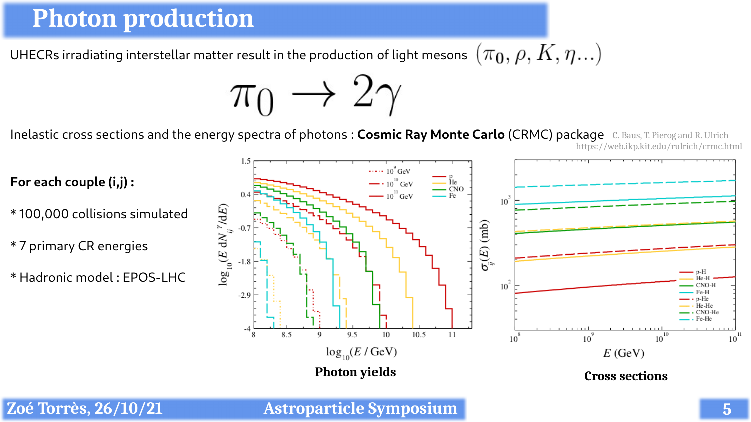# Photon production

UHECRs irradiating interstellar matter result in the production of light mesons $(\pi_0, \rho, K, \eta...)$

$$\pi_0 \rightarrow 2\gamma$$

Inelastic cross sections and the energy spectra of photons : **Cosmic Ray Monte Carlo** (CRMC) package C. Baus, T. Pierog and R. Ulrich https://web.ikp.kit.edu/rulrich/crmc.html

**For each couple (i,j) :**

* 100,000 collisions simulated

* 7 primary CR energies

* Hadronic model : EPOS-LHC

**Photon yields**

**Cross sections**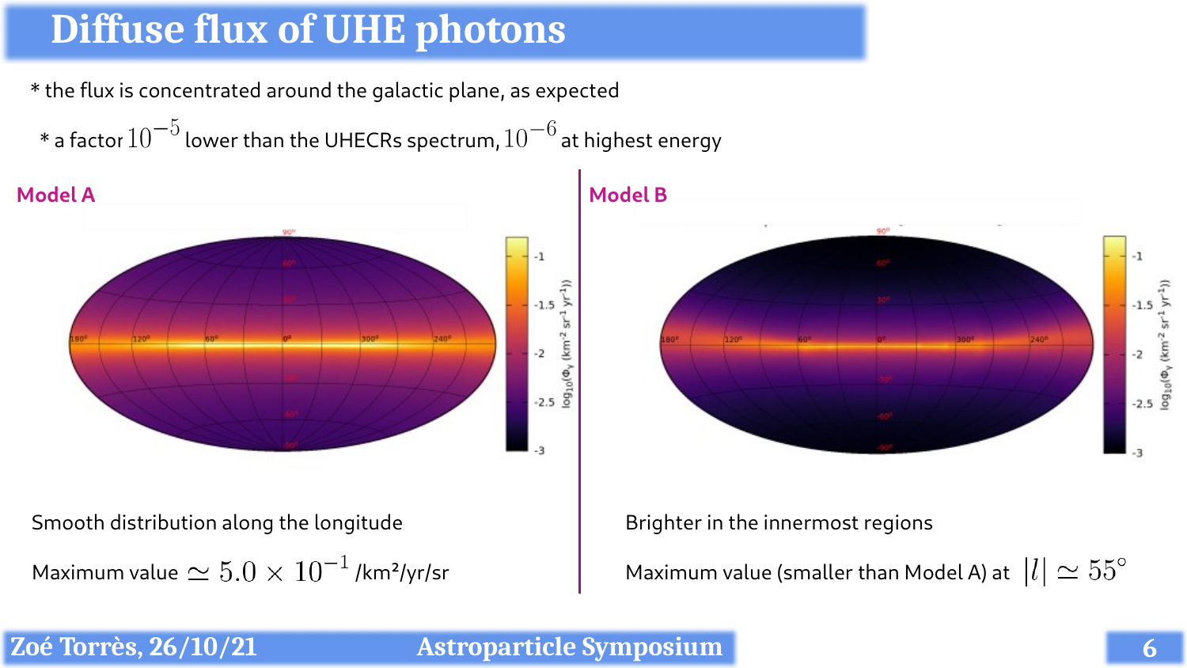# Diffuse flux of UHE photons

* the flux is concentrated around the galactic plane, as expected

* a factor $10^{-5}$ lower than the UHECRs spectrum, $10^{-6}$ at highest energy

**Model A**

Smooth distribution along the longitude

Maximum value $\simeq 5.0 \times 10^{-1}$ /km²/yr/sr

**Model B**

Brighter in the innermost regions

Maximum value (smaller than Model A) at $|l| \simeq 55^{\circ}$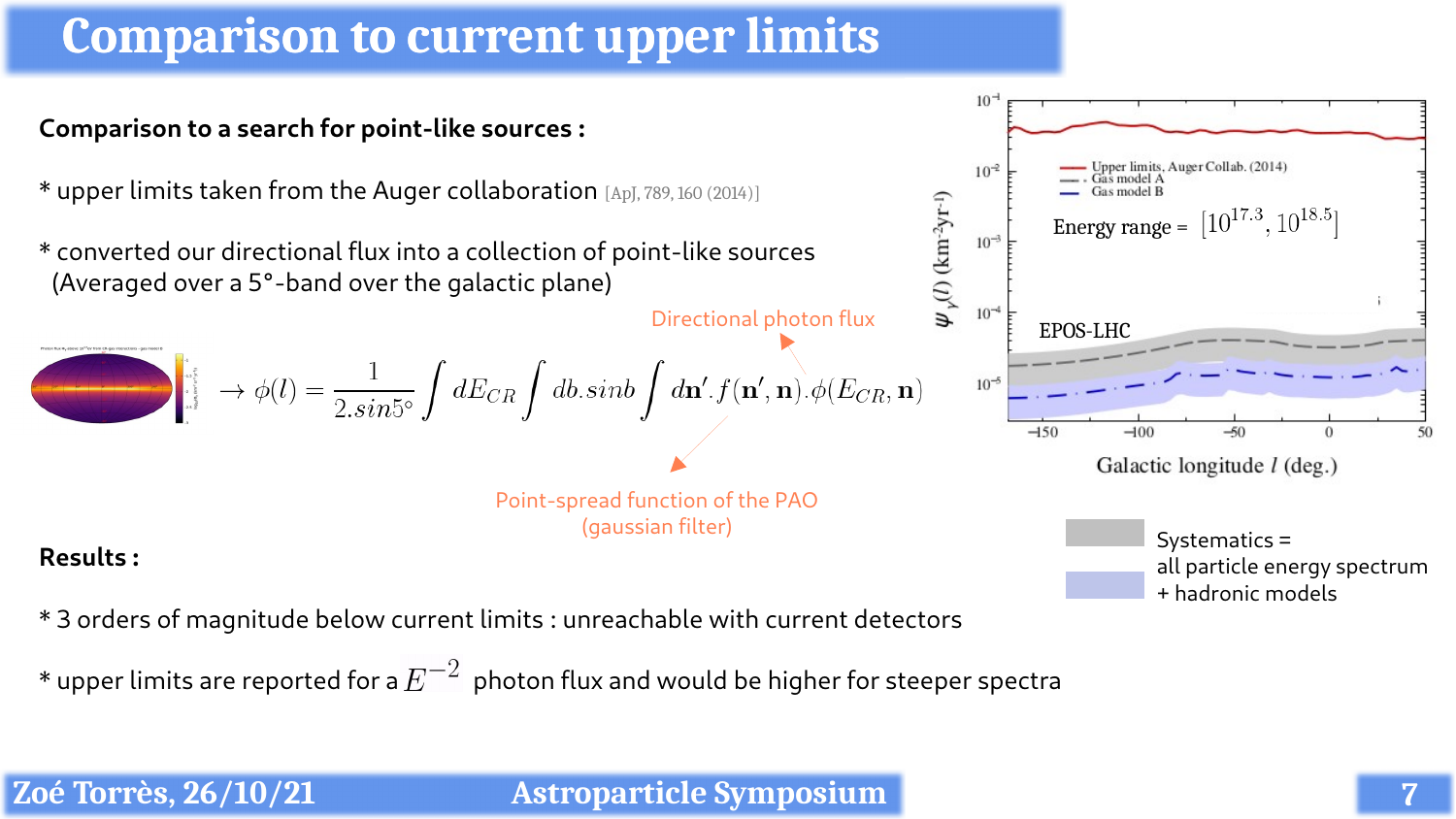# Comparison to current upper limits

**Comparison to a search for point-like sources :**

* upper limits taken from the Auger collaboration [ApJ, 789, 160 (2014)]

* converted our directional flux into a collection of point-like sources (Averaged over a 5°-band over the galactic plane)

Directional photon flux

$$\rightarrow \phi(l) = \frac{1}{2.sin5^{\circ}} \int dE_{CR} \int db.sinb \int d\mathbf{n}'.f(\mathbf{n}', \mathbf{n}).\phi(E_{CR}, \mathbf{n})$$

Point-spread function of the PAO (gaussian filter)

Upper limits, Auger Collab. (2014)
Gas model A
Gas model B

Energy range = $[10^{17.3}, 10^{18.5}]$

EPOS-LHC

$\psi_{\gamma}(l)$ (km$^{-2}$yr$^{-1}$)

Galactic longitude $l$ (deg.)

Systematics = all particle energy spectrum + hadronic models

**Results :**

* 3 orders of magnitude below current limits : unreachable with current detectors

* upper limits are reported for a $E^{-2}$ photon flux and would be higher for steeper spectra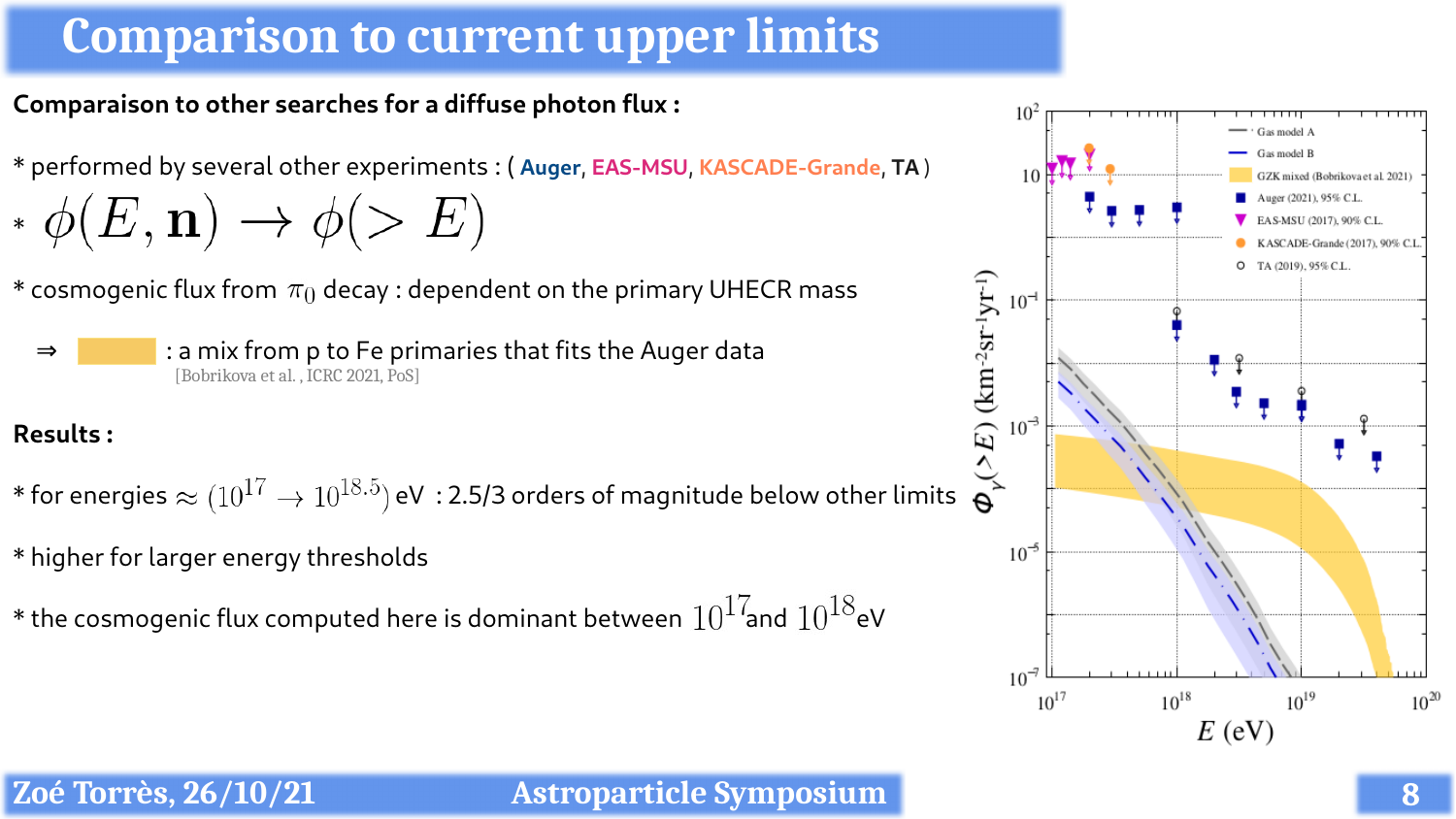# Comparison to current upper limits

**Comparaison to other searches for a diffuse photon flux :**

* performed by several other experiments : ( **Auger**, **EAS-MSU**, **KASCADE-Grande**, **TA** )

* $\phi(E, \mathbf{n}) \rightarrow \phi(> E)$

* cosmogenic flux from $\pi_0$ decay : dependent on the primary UHECR mass

$\Rightarrow$ : a mix from p to Fe primaries that fits the Auger data
[Bobrikova et al. , ICRC 2021, PoS]

**Results :**

* for energies $\approx (10^{17} \rightarrow 10^{18.5})$ eV : 2.5/3 orders of magnitude below other limits

* higher for larger energy thresholds

* the cosmogenic flux computed here is dominant between $10^{17}$and $10^{18}$eV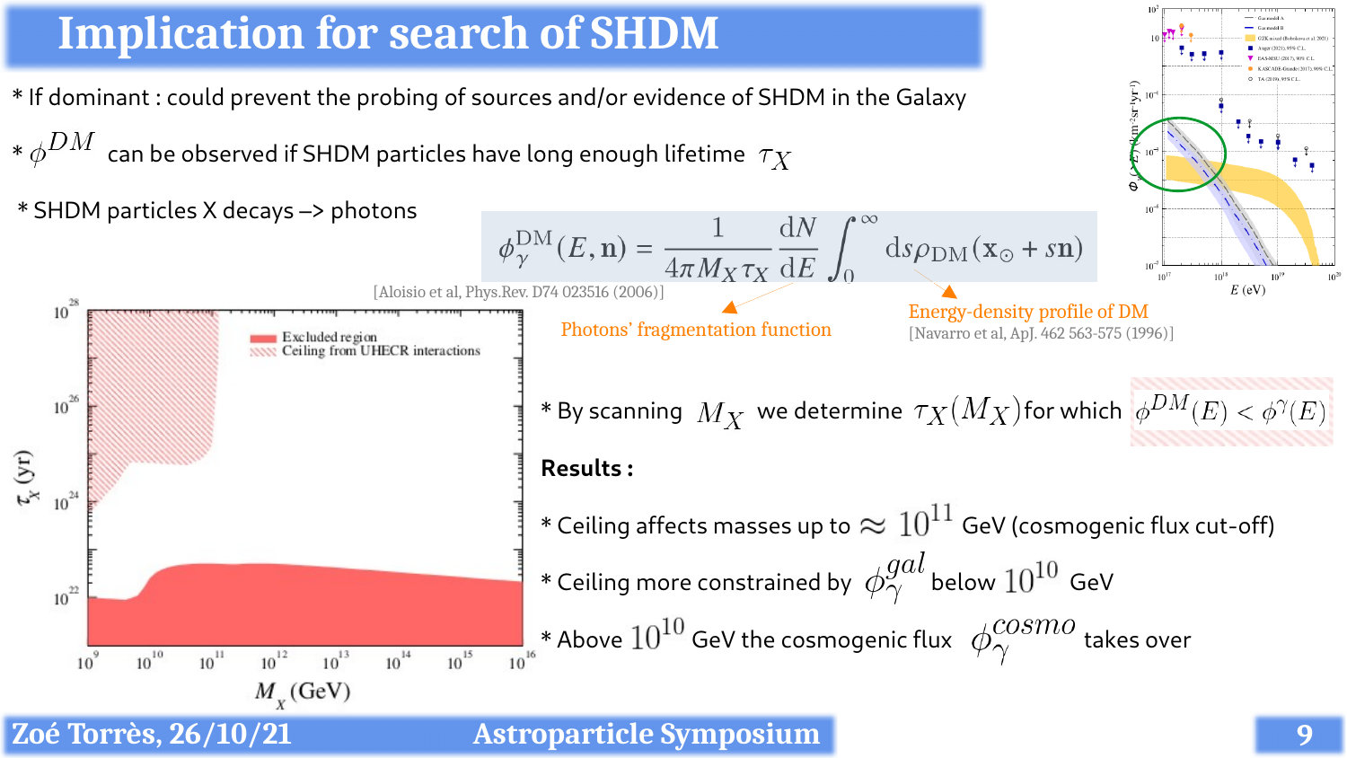# Implication for search of SHDM

* If dominant : could prevent the probing of sources and/or evidence of SHDM in the Galaxy

* $\phi^{DM}$ can be observed if SHDM particles have long enough lifetime $\tau_X$

* SHDM particles X decays –> photons

$$\phi_\gamma^{\mathrm{DM}}(E,\mathbf{n}) = \frac{1}{4\pi M_X \tau_X} \frac{\mathrm{d}N}{\mathrm{d}E} \int_0^\infty \mathrm{d}s \rho_{\mathrm{DM}}(\mathbf{x}_\odot + s\mathbf{n})$$

[Aloisio et al, Phys.Rev. D74 023516 (2006)]

Photons' fragmentation function

Energy-density profile of DM
[Navarro et al, ApJ. 462 563-575 (1996)]

* By scanning $M_X$ we determine $\tau_X(M_X)$ for which $\phi^{DM}(E) < \phi^\gamma(E)$

**Results :**

* Ceiling affects masses up to $\approx 10^{11}$ GeV (cosmogenic flux cut-off)

* Ceiling more constrained by $\phi_\gamma^{gal}$ below $10^{10}$ GeV

* Above $10^{10}$ GeV the cosmogenic flux $\phi_\gamma^{cosmo}$ takes over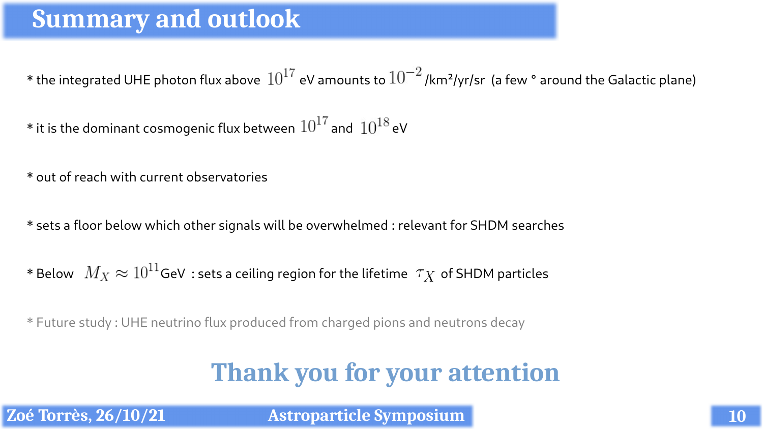# Summary and outlook

* the integrated UHE photon flux above $10^{17}$ eV amounts to $10^{-2}$ /km²/yr/sr (a few ° around the Galactic plane)

* it is the dominant cosmogenic flux between $10^{17}$ and $10^{18}$ eV

* out of reach with current observatories

* sets a floor below which other signals will be overwhelmed : relevant for SHDM searches

* Below $M_X \approx 10^{11}$GeV : sets a ceiling region for the lifetime $\tau_X$ of SHDM particles

* Future study : UHE neutrino flux produced from charged pions and neutrons decay

**Thank you for your attention**

Zoé Torrès, 26/10/21 — Astroparticle Symposium